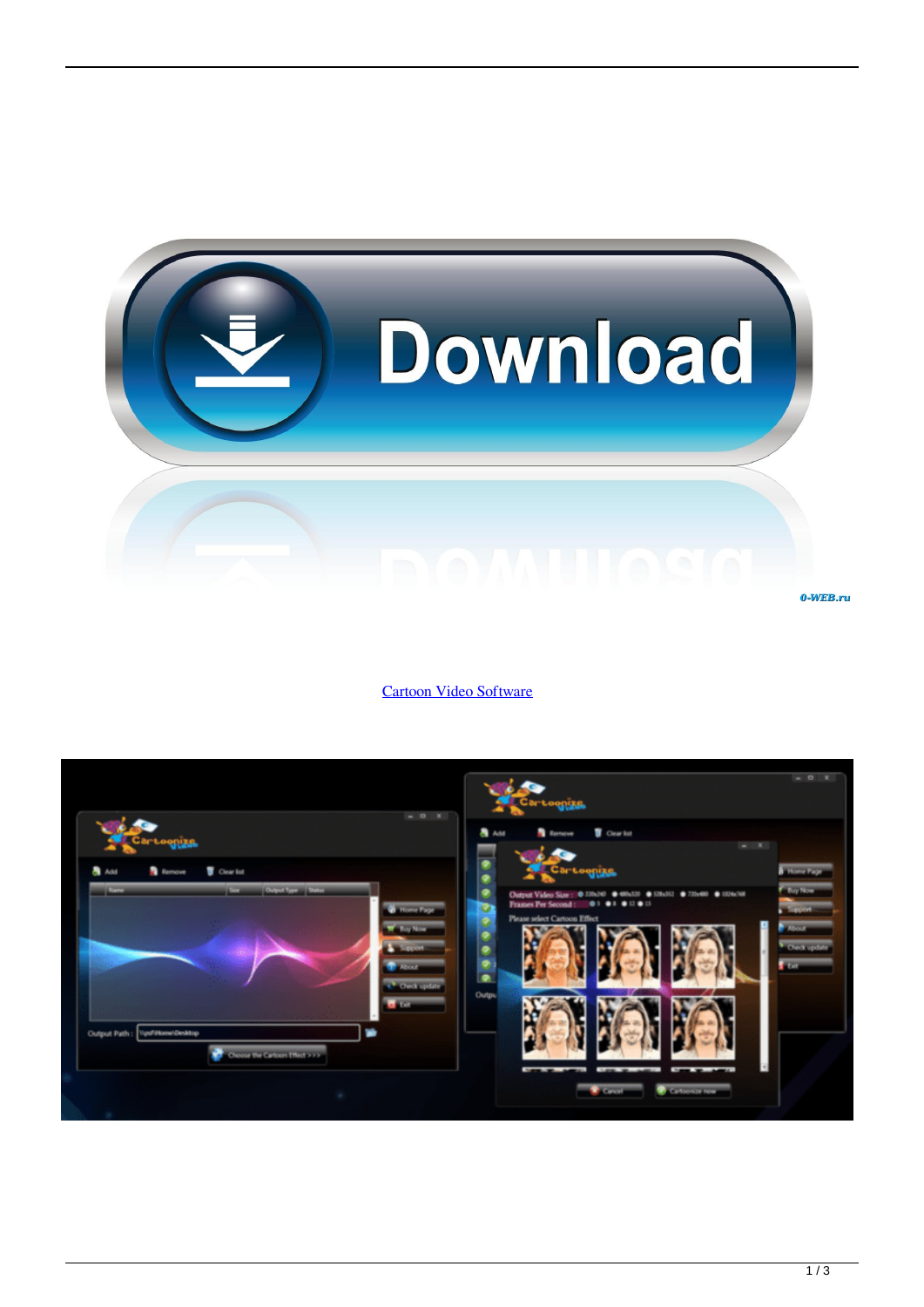[Cartoon Video Software](#)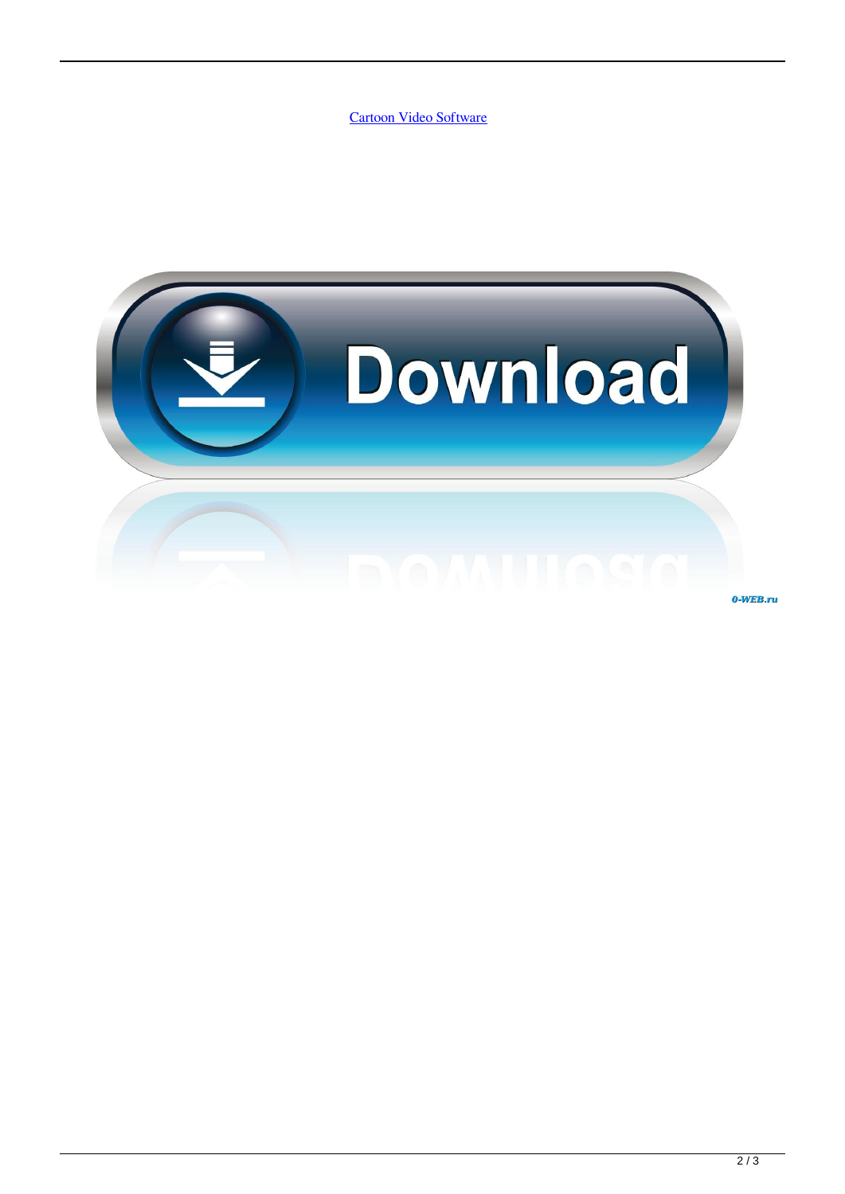[Cartoon Video Software](#)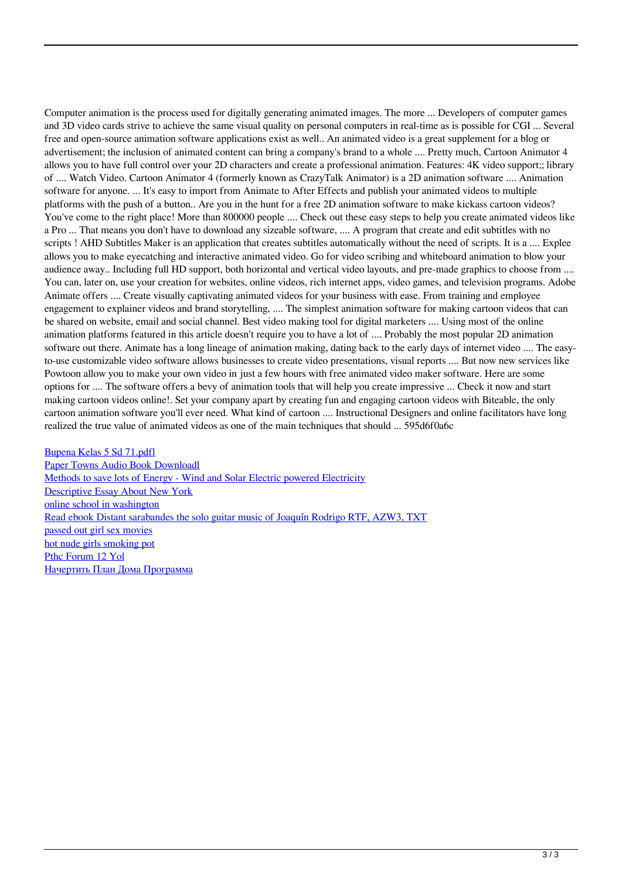Computer animation is the process used for digitally generating animated images. The more ... Developers of computer games and 3D video cards strive to achieve the same visual quality on personal computers in real-time as is possible for CGI ... Several free and open-source animation software applications exist as well.. An animated video is a great supplement for a blog or advertisement; the inclusion of animated content can bring a company's brand to a whole .... Pretty much, Cartoon Animator 4 allows you to have full control over your 2D characters and create a professional animation. Features: 4K video support;; library of .... Watch Video. Cartoon Animator 4 (formerly known as CrazyTalk Animator) is a 2D animation software .... Animation software for anyone. ... It's easy to import from Animate to After Effects and publish your animated videos to multiple platforms with the push of a button.. Are you in the hunt for a free 2D animation software to make kickass cartoon videos? You've come to the right place! More than 800000 people .... Check out these easy steps to help you create animated videos like a Pro ... That means you don't have to download any sizeable software, .... A program that create and edit subtitles with no scripts ! AHD Subtitles Maker is an application that creates subtitles automatically without the need of scripts. It is a .... Explee allows you to make eyecatching and interactive animated video. Go for video scribing and whiteboard animation to blow your audience away.. Including full HD support, both horizontal and vertical video layouts, and pre-made graphics to choose from .... You can, later on, use your creation for websites, online videos, rich internet apps, video games, and television programs. Adobe Animate offers .... Create visually captivating animated videos for your business with ease. From training and employee engagement to explainer videos and brand storytelling, .... The simplest animation software for making cartoon videos that can be shared on website, email and social channel. Best video making tool for digital marketers .... Using most of the online animation platforms featured in this article doesn't require you to have a lot of .... Probably the most popular 2D animation software out there. Animate has a long lineage of animation making, dating back to the early days of internet video .... The easy-to-use customizable video software allows businesses to create video presentations, visual reports .... But now new services like Powtoon allow you to make your own video in just a few hours with free animated video maker software. Here are some options for .... The software offers a bevy of animation tools that will help you create impressive ... Check it now and start making cartoon videos online!. Set your company apart by creating fun and engaging cartoon videos with Biteable, the only cartoon animation software you'll ever need. What kind of cartoon .... Instructional Designers and online facilitators have long realized the true value of animated videos as one of the main techniques that should ... 595d6f0a6c

Bupena Kelas 5 Sd 71.pdfl
Paper Towns Audio Book Downloadl
Methods to save lots of Energy - Wind and Solar Electric powered Electricity
Descriptive Essay About New York
online school in washington
Read ebook Distant sarabandes the solo guitar music of Joaquín Rodrigo RTF, AZW3, TXT
passed out girl sex movies
hot nude girls smoking pot
Pthc Forum 12 Yol
Начертить План Дома Программа